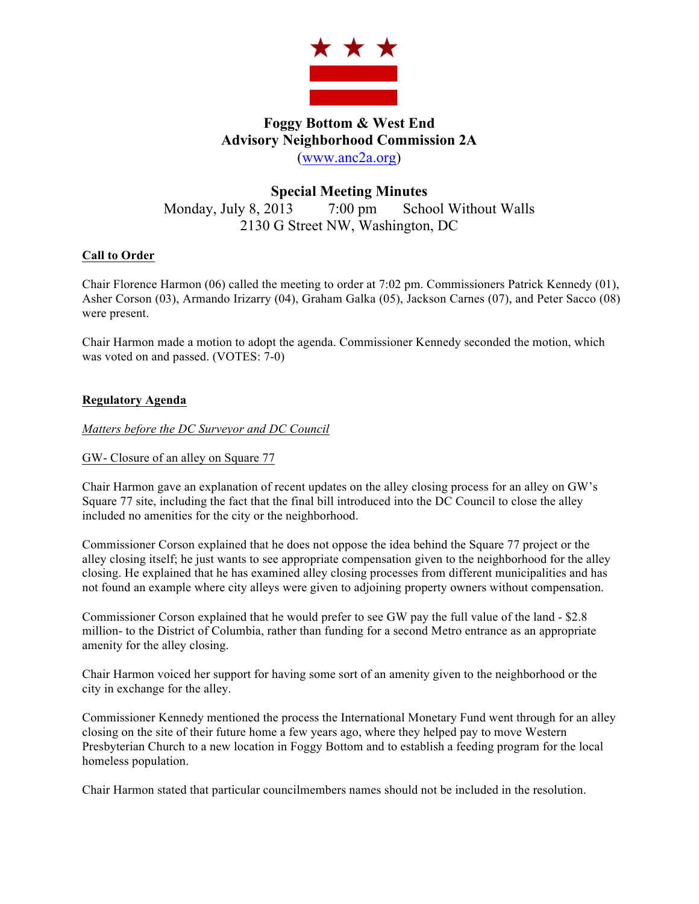# Foggy Bottom & West End
# Advisory Neighborhood Commission 2A

(www.anc2a.org)

## Special Meeting Minutes

Monday, July 8, 2013 7:00 pm School Without Walls
2130 G Street NW, Washington, DC

**Call to Order**

Chair Florence Harmon (06) called the meeting to order at 7:02 pm. Commissioners Patrick Kennedy (01), Asher Corson (03), Armando Irizarry (04), Graham Galka (05), Jackson Carnes (07), and Peter Sacco (08) were present.

Chair Harmon made a motion to adopt the agenda. Commissioner Kennedy seconded the motion, which was voted on and passed. (VOTES: 7-0)

**Regulatory Agenda**

*Matters before the DC Surveyor and DC Council*

GW- Closure of an alley on Square 77

Chair Harmon gave an explanation of recent updates on the alley closing process for an alley on GW's Square 77 site, including the fact that the final bill introduced into the DC Council to close the alley included no amenities for the city or the neighborhood.

Commissioner Corson explained that he does not oppose the idea behind the Square 77 project or the alley closing itself; he just wants to see appropriate compensation given to the neighborhood for the alley closing. He explained that he has examined alley closing processes from different municipalities and has not found an example where city alleys were given to adjoining property owners without compensation.

Commissioner Corson explained that he would prefer to see GW pay the full value of the land - $2.8 million- to the District of Columbia, rather than funding for a second Metro entrance as an appropriate amenity for the alley closing.

Chair Harmon voiced her support for having some sort of an amenity given to the neighborhood or the city in exchange for the alley.

Commissioner Kennedy mentioned the process the International Monetary Fund went through for an alley closing on the site of their future home a few years ago, where they helped pay to move Western Presbyterian Church to a new location in Foggy Bottom and to establish a feeding program for the local homeless population.

Chair Harmon stated that particular councilmembers names should not be included in the resolution.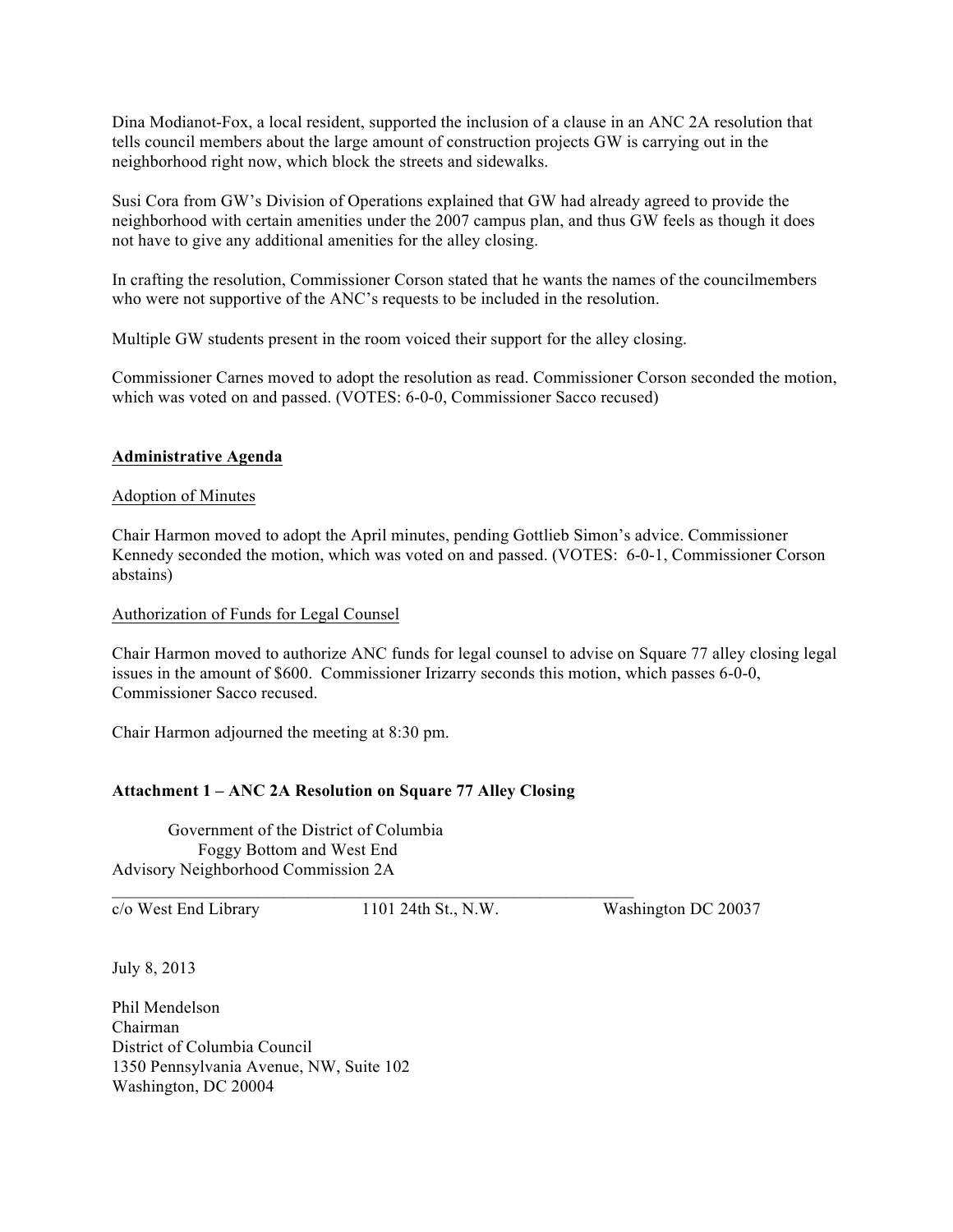Dina Modianot-Fox, a local resident, supported the inclusion of a clause in an ANC 2A resolution that tells council members about the large amount of construction projects GW is carrying out in the neighborhood right now, which block the streets and sidewalks.

Susi Cora from GW's Division of Operations explained that GW had already agreed to provide the neighborhood with certain amenities under the 2007 campus plan, and thus GW feels as though it does not have to give any additional amenities for the alley closing.

In crafting the resolution, Commissioner Corson stated that he wants the names of the councilmembers who were not supportive of the ANC's requests to be included in the resolution.

Multiple GW students present in the room voiced their support for the alley closing.

Commissioner Carnes moved to adopt the resolution as read. Commissioner Corson seconded the motion, which was voted on and passed. (VOTES: 6-0-0, Commissioner Sacco recused)

## Administrative Agenda

### Adoption of Minutes

Chair Harmon moved to adopt the April minutes, pending Gottlieb Simon's advice. Commissioner Kennedy seconded the motion, which was voted on and passed. (VOTES: 6-0-1, Commissioner Corson abstains)

### Authorization of Funds for Legal Counsel

Chair Harmon moved to authorize ANC funds for legal counsel to advise on Square 77 alley closing legal issues in the amount of $600. Commissioner Irizarry seconds this motion, which passes 6-0-0, Commissioner Sacco recused.

Chair Harmon adjourned the meeting at 8:30 pm.

## Attachment 1 – ANC 2A Resolution on Square 77 Alley Closing

Government of the District of Columbia
Foggy Bottom and West End
Advisory Neighborhood Commission 2A

---

c/o West End Library    1101 24th St., N.W.    Washington DC 20037

July 8, 2013

Phil Mendelson
Chairman
District of Columbia Council
1350 Pennsylvania Avenue, NW, Suite 102
Washington, DC 20004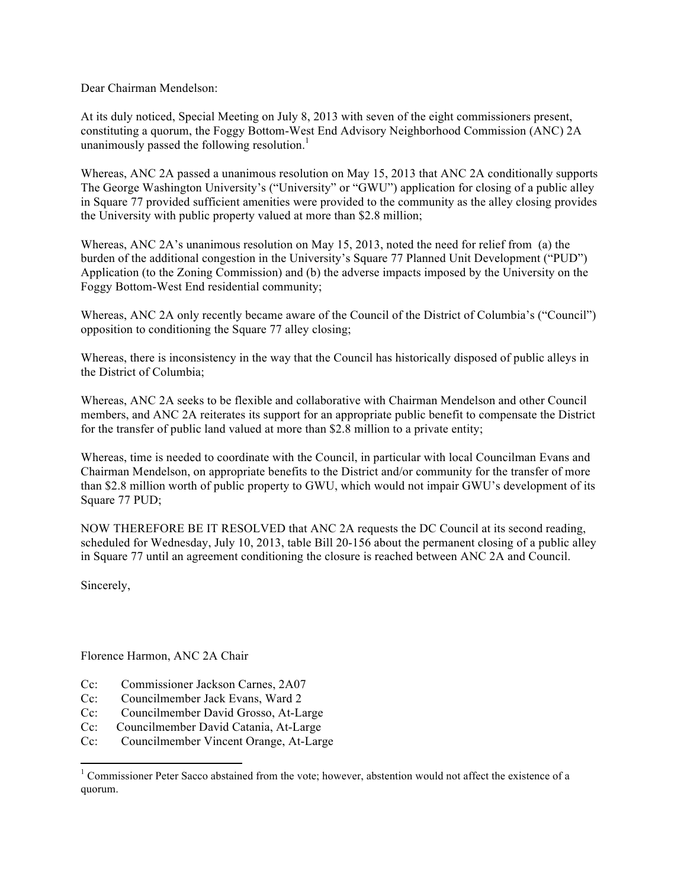Dear Chairman Mendelson:

At its duly noticed, Special Meeting on July 8, 2013 with seven of the eight commissioners present, constituting a quorum, the Foggy Bottom-West End Advisory Neighborhood Commission (ANC) 2A unanimously passed the following resolution.[1]

Whereas, ANC 2A passed a unanimous resolution on May 15, 2013 that ANC 2A conditionally supports The George Washington University's ("University" or "GWU") application for closing of a public alley in Square 77 provided sufficient amenities were provided to the community as the alley closing provides the University with public property valued at more than $2.8 million;

Whereas, ANC 2A's unanimous resolution on May 15, 2013, noted the need for relief from (a) the burden of the additional congestion in the University's Square 77 Planned Unit Development ("PUD") Application (to the Zoning Commission) and (b) the adverse impacts imposed by the University on the Foggy Bottom-West End residential community;

Whereas, ANC 2A only recently became aware of the Council of the District of Columbia's ("Council") opposition to conditioning the Square 77 alley closing;

Whereas, there is inconsistency in the way that the Council has historically disposed of public alleys in the District of Columbia;

Whereas, ANC 2A seeks to be flexible and collaborative with Chairman Mendelson and other Council members, and ANC 2A reiterates its support for an appropriate public benefit to compensate the District for the transfer of public land valued at more than $2.8 million to a private entity;

Whereas, time is needed to coordinate with the Council, in particular with local Councilman Evans and Chairman Mendelson, on appropriate benefits to the District and/or community for the transfer of more than $2.8 million worth of public property to GWU, which would not impair GWU's development of its Square 77 PUD;

NOW THEREFORE BE IT RESOLVED that ANC 2A requests the DC Council at its second reading, scheduled for Wednesday, July 10, 2013, table Bill 20-156 about the permanent closing of a public alley in Square 77 until an agreement conditioning the closure is reached between ANC 2A and Council.

Sincerely,

Florence Harmon, ANC 2A Chair

Cc: Commissioner Jackson Carnes, 2A07
Cc: Councilmember Jack Evans, Ward 2
Cc: Councilmember David Grosso, At-Large
Cc: Councilmember David Catania, At-Large
Cc: Councilmember Vincent Orange, At-Large

---

[1] Commissioner Peter Sacco abstained from the vote; however, abstention would not affect the existence of a quorum.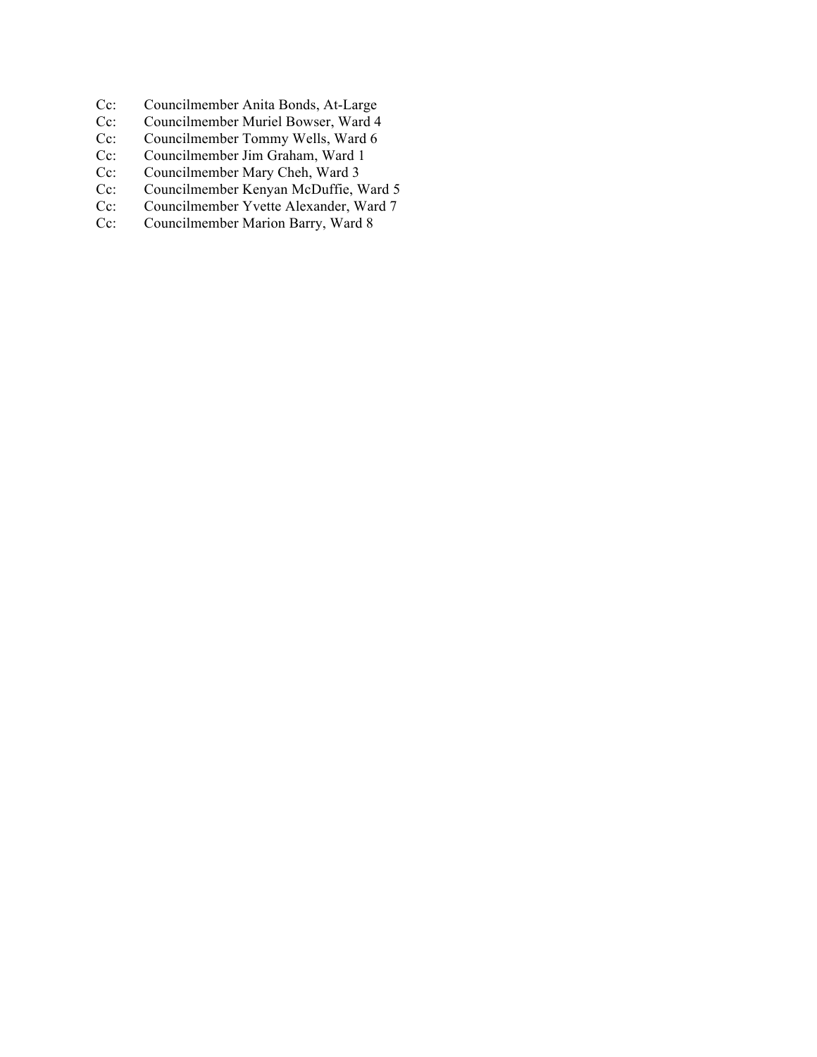Cc: Councilmember Anita Bonds, At-Large
Cc: Councilmember Muriel Bowser, Ward 4
Cc: Councilmember Tommy Wells, Ward 6
Cc: Councilmember Jim Graham, Ward 1
Cc: Councilmember Mary Cheh, Ward 3
Cc: Councilmember Kenyan McDuffie, Ward 5
Cc: Councilmember Yvette Alexander, Ward 7
Cc: Councilmember Marion Barry, Ward 8